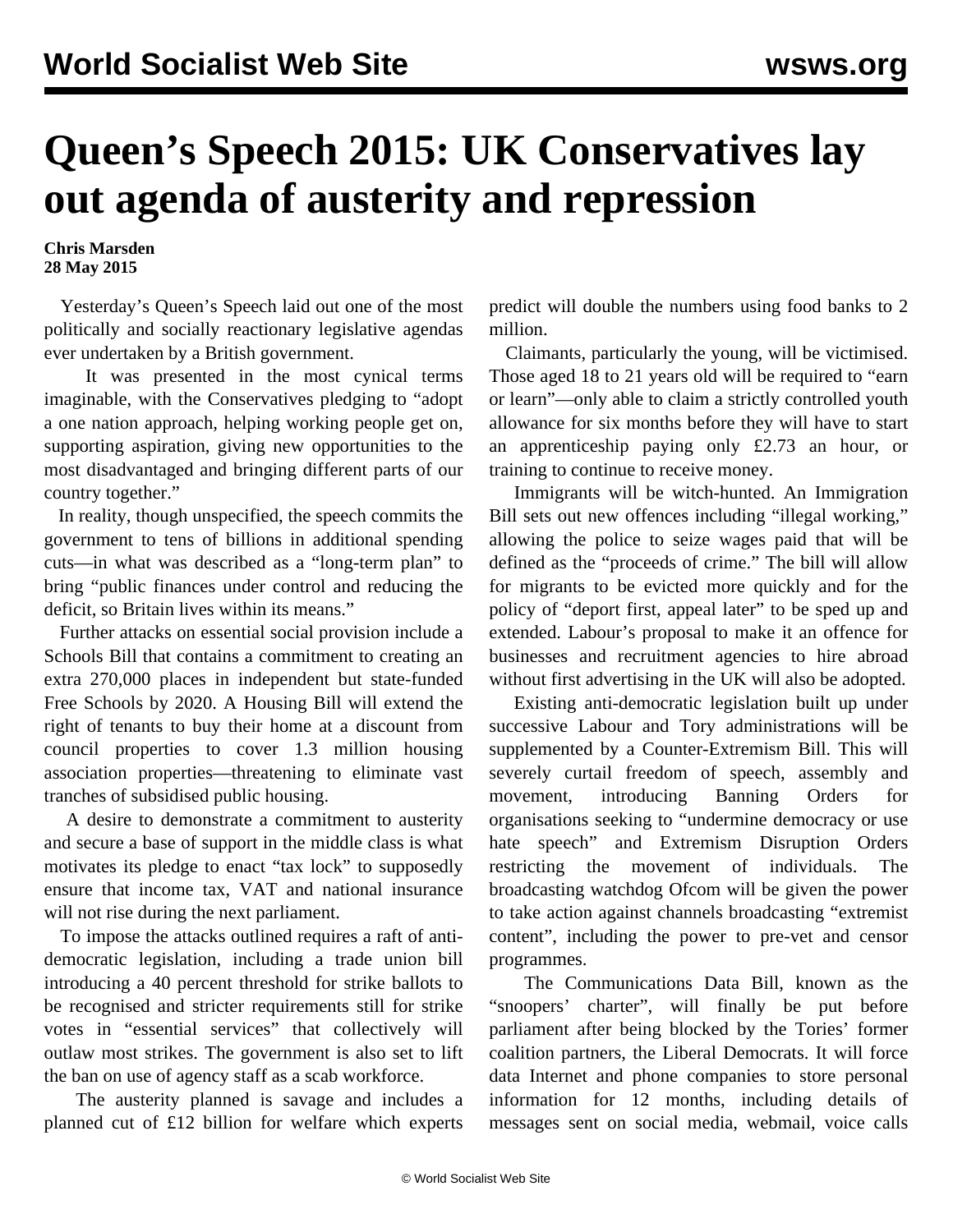# Queen's Speech 2015: UK Conservatives lay out agenda of austerity and repression

**Chris Marsden**
**28 May 2015**

Yesterday's Queen's Speech laid out one of the most politically and socially reactionary legislative agendas ever undertaken by a British government.

It was presented in the most cynical terms imaginable, with the Conservatives pledging to "adopt a one nation approach, helping working people get on, supporting aspiration, giving new opportunities to the most disadvantaged and bringing different parts of our country together."

In reality, though unspecified, the speech commits the government to tens of billions in additional spending cuts—in what was described as a "long-term plan" to bring "public finances under control and reducing the deficit, so Britain lives within its means."

Further attacks on essential social provision include a Schools Bill that contains a commitment to creating an extra 270,000 places in independent but state-funded Free Schools by 2020. A Housing Bill will extend the right of tenants to buy their home at a discount from council properties to cover 1.3 million housing association properties—threatening to eliminate vast tranches of subsidised public housing.

A desire to demonstrate a commitment to austerity and secure a base of support in the middle class is what motivates its pledge to enact "tax lock" to supposedly ensure that income tax, VAT and national insurance will not rise during the next parliament.

To impose the attacks outlined requires a raft of anti-democratic legislation, including a trade union bill introducing a 40 percent threshold for strike ballots to be recognised and stricter requirements still for strike votes in "essential services" that collectively will outlaw most strikes. The government is also set to lift the ban on use of agency staff as a scab workforce.

The austerity planned is savage and includes a planned cut of £12 billion for welfare which experts predict will double the numbers using food banks to 2 million.

Claimants, particularly the young, will be victimised. Those aged 18 to 21 years old will be required to "earn or learn"—only able to claim a strictly controlled youth allowance for six months before they will have to start an apprenticeship paying only £2.73 an hour, or training to continue to receive money.

Immigrants will be witch-hunted. An Immigration Bill sets out new offences including "illegal working," allowing the police to seize wages paid that will be defined as the "proceeds of crime." The bill will allow for migrants to be evicted more quickly and for the policy of "deport first, appeal later" to be sped up and extended. Labour's proposal to make it an offence for businesses and recruitment agencies to hire abroad without first advertising in the UK will also be adopted.

Existing anti-democratic legislation built up under successive Labour and Tory administrations will be supplemented by a Counter-Extremism Bill. This will severely curtail freedom of speech, assembly and movement, introducing Banning Orders for organisations seeking to "undermine democracy or use hate speech" and Extremism Disruption Orders restricting the movement of individuals. The broadcasting watchdog Ofcom will be given the power to take action against channels broadcasting "extremist content", including the power to pre-vet and censor programmes.

The Communications Data Bill, known as the "snoopers' charter", will finally be put before parliament after being blocked by the Tories' former coalition partners, the Liberal Democrats. It will force data Internet and phone companies to store personal information for 12 months, including details of messages sent on social media, webmail, voice calls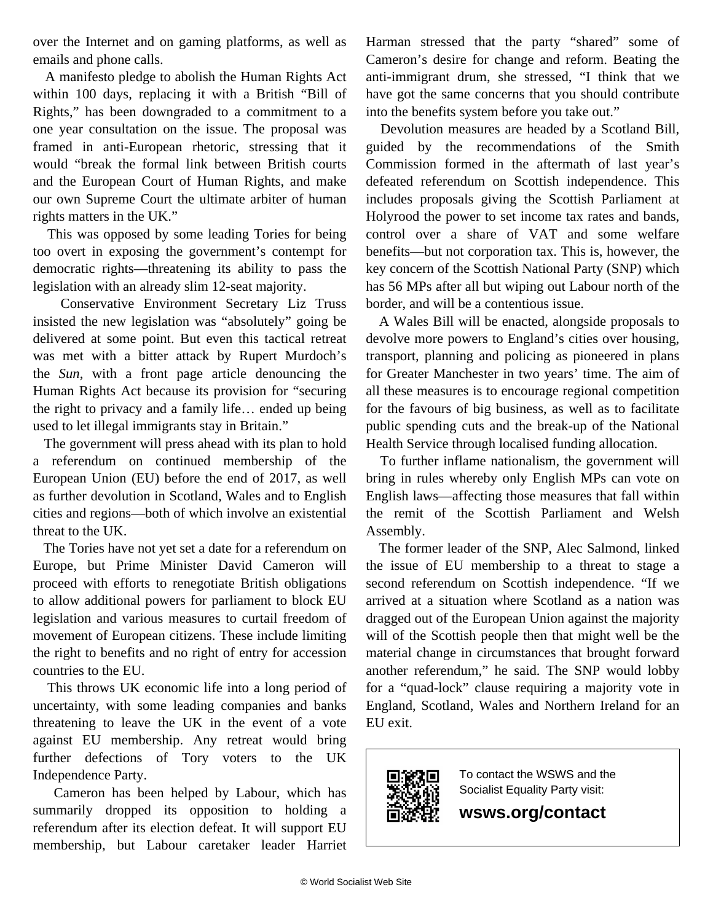over the Internet and on gaming platforms, as well as emails and phone calls.

A manifesto pledge to abolish the Human Rights Act within 100 days, replacing it with a British "Bill of Rights," has been downgraded to a commitment to a one year consultation on the issue. The proposal was framed in anti-European rhetoric, stressing that it would "break the formal link between British courts and the European Court of Human Rights, and make our own Supreme Court the ultimate arbiter of human rights matters in the UK."

This was opposed by some leading Tories for being too overt in exposing the government's contempt for democratic rights—threatening its ability to pass the legislation with an already slim 12-seat majority.

Conservative Environment Secretary Liz Truss insisted the new legislation was "absolutely" going be delivered at some point. But even this tactical retreat was met with a bitter attack by Rupert Murdoch's the *Sun*, with a front page article denouncing the Human Rights Act because its provision for "securing the right to privacy and a family life… ended up being used to let illegal immigrants stay in Britain."

The government will press ahead with its plan to hold a referendum on continued membership of the European Union (EU) before the end of 2017, as well as further devolution in Scotland, Wales and to English cities and regions—both of which involve an existential threat to the UK.

The Tories have not yet set a date for a referendum on Europe, but Prime Minister David Cameron will proceed with efforts to renegotiate British obligations to allow additional powers for parliament to block EU legislation and various measures to curtail freedom of movement of European citizens. These include limiting the right to benefits and no right of entry for accession countries to the EU.

This throws UK economic life into a long period of uncertainty, with some leading companies and banks threatening to leave the UK in the event of a vote against EU membership. Any retreat would bring further defections of Tory voters to the UK Independence Party.

Cameron has been helped by Labour, which has summarily dropped its opposition to holding a referendum after its election defeat. It will support EU membership, but Labour caretaker leader Harriet Harman stressed that the party "shared" some of Cameron's desire for change and reform. Beating the anti-immigrant drum, she stressed, "I think that we have got the same concerns that you should contribute into the benefits system before you take out."

Devolution measures are headed by a Scotland Bill, guided by the recommendations of the Smith Commission formed in the aftermath of last year's defeated referendum on Scottish independence. This includes proposals giving the Scottish Parliament at Holyrood the power to set income tax rates and bands, control over a share of VAT and some welfare benefits—but not corporation tax. This is, however, the key concern of the Scottish National Party (SNP) which has 56 MPs after all but wiping out Labour north of the border, and will be a contentious issue.

A Wales Bill will be enacted, alongside proposals to devolve more powers to England's cities over housing, transport, planning and policing as pioneered in plans for Greater Manchester in two years' time. The aim of all these measures is to encourage regional competition for the favours of big business, as well as to facilitate public spending cuts and the break-up of the National Health Service through localised funding allocation.

To further inflame nationalism, the government will bring in rules whereby only English MPs can vote on English laws—affecting those measures that fall within the remit of the Scottish Parliament and Welsh Assembly.

The former leader of the SNP, Alec Salmond, linked the issue of EU membership to a threat to stage a second referendum on Scottish independence. "If we arrived at a situation where Scotland as a nation was dragged out of the European Union against the majority will of the Scottish people then that might well be the material change in circumstances that brought forward another referendum," he said. The SNP would lobby for a "quad-lock" clause requiring a majority vote in England, Scotland, Wales and Northern Ireland for an EU exit.

To contact the WSWS and the Socialist Equality Party visit:

**wsws.org/contact**